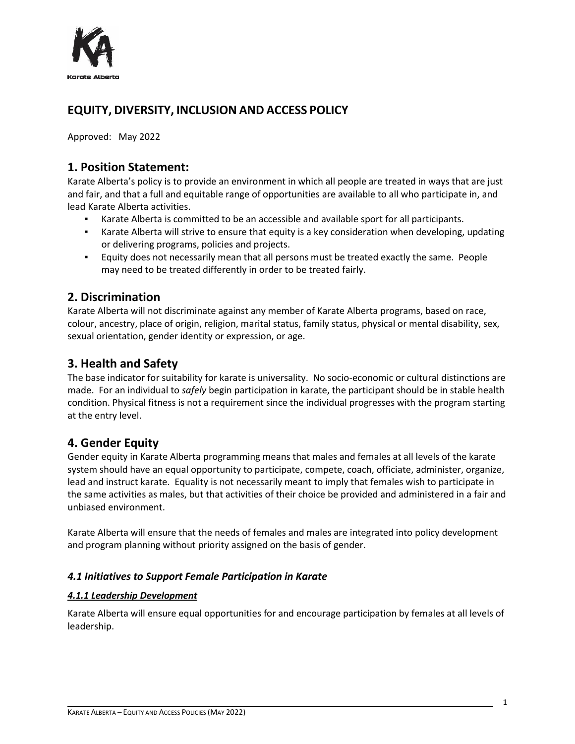# EQUITY, DIVERSITY, INCLUSION AND ACCESS POLICY

Approved: May 2022

## 1. Position Statement:

Karate Alberta's policy is to provide an environment in which all people are treated in ways that are just and fair, and that a full and equitable range of opportunities are available to all who participate in, and lead Karate Alberta activities.

- Karate Alberta is committed to be an accessible and available sport for all participants.
- Karate Alberta will strive to ensure that equity is a key consideration when developing, updating or delivering programs, policies and projects.
- Equity does not necessarily mean that all persons must be treated exactly the same. People may need to be treated differently in order to be treated fairly.

## 2. Discrimination

Karate Alberta will not discriminate against any member of Karate Alberta programs, based on race, colour, ancestry, place of origin, religion, marital status, family status, physical or mental disability, sex, sexual orientation, gender identity or expression, or age.

## 3. Health and Safety

The base indicator for suitability for karate is universality. No socio-economic or cultural distinctions are made. For an individual to *safely* begin participation in karate, the participant should be in stable health condition. Physical fitness is not a requirement since the individual progresses with the program starting at the entry level.

## 4. Gender Equity

Gender equity in Karate Alberta programming means that males and females at all levels of the karate system should have an equal opportunity to participate, compete, coach, officiate, administer, organize, lead and instruct karate. Equality is not necessarily meant to imply that females wish to participate in the same activities as males, but that activities of their choice be provided and administered in a fair and unbiased environment.

Karate Alberta will ensure that the needs of females and males are integrated into policy development and program planning without priority assigned on the basis of gender.

### *4.1 Initiatives to Support Female Participation in Karate*

#### ***4.1.1 Leadership Development***

Karate Alberta will ensure equal opportunities for and encourage participation by females at all levels of leadership.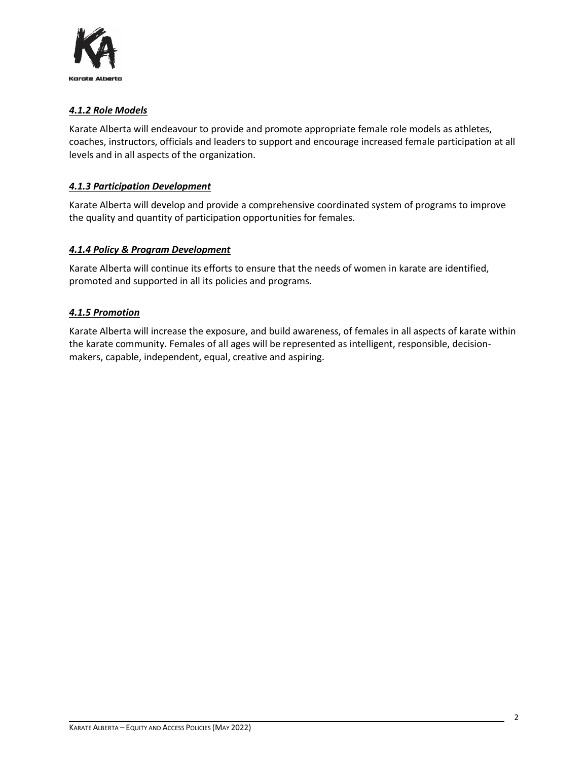#### ***4.1.2 Role Models***

Karate Alberta will endeavour to provide and promote appropriate female role models as athletes, coaches, instructors, officials and leaders to support and encourage increased female participation at all levels and in all aspects of the organization.

#### ***4.1.3 Participation Development***

Karate Alberta will develop and provide a comprehensive coordinated system of programs to improve the quality and quantity of participation opportunities for females.

#### ***4.1.4 Policy & Program Development***

Karate Alberta will continue its efforts to ensure that the needs of women in karate are identified, promoted and supported in all its policies and programs.

#### ***4.1.5 Promotion***

Karate Alberta will increase the exposure, and build awareness, of females in all aspects of karate within the karate community. Females of all ages will be represented as intelligent, responsible, decision-makers, capable, independent, equal, creative and aspiring.